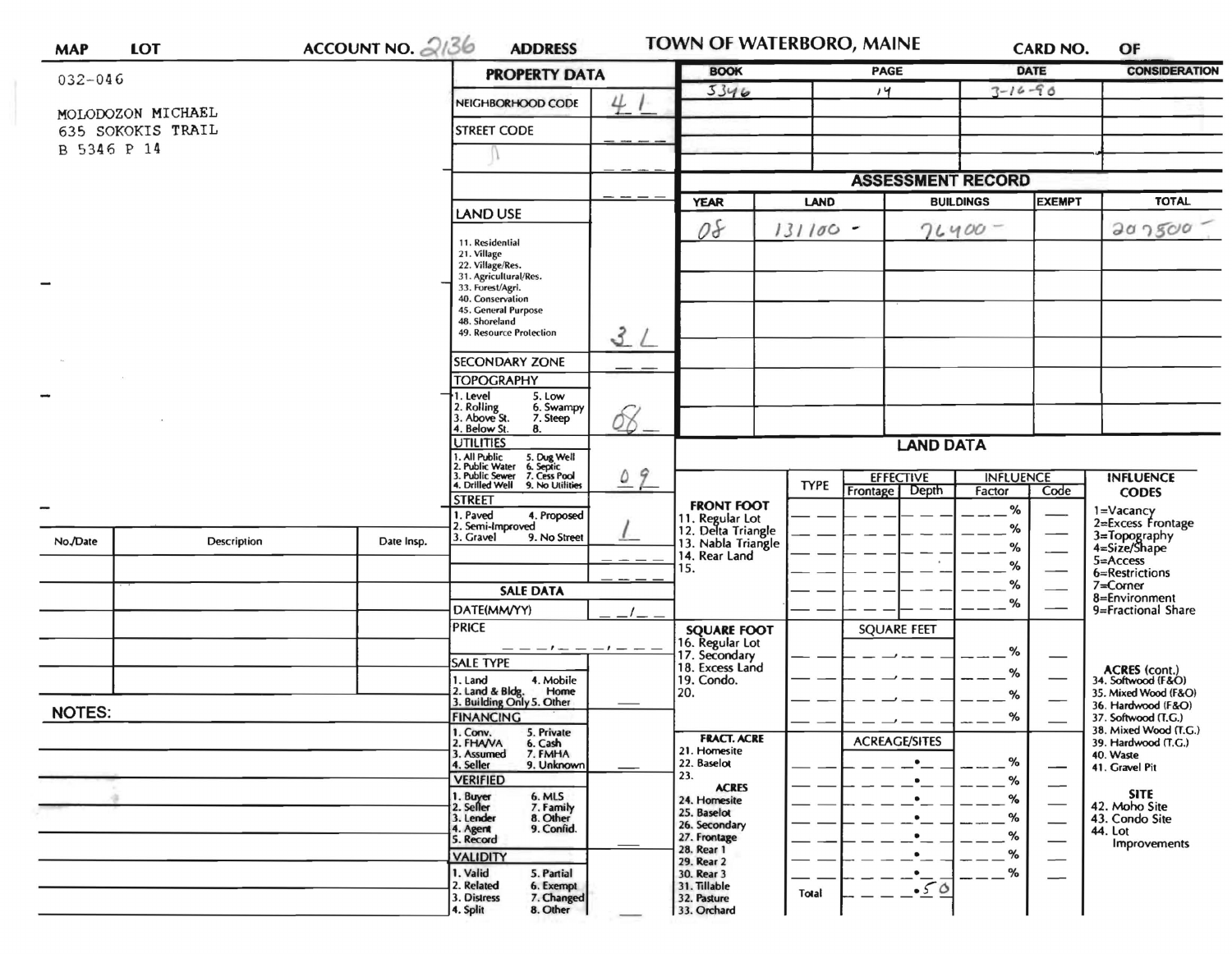**MAP** **LOT** **ACCOUNT NO.** 2136 **ADDRESS** 

# TOWN OF WATERBORO, MAINE

**CARD NO.** **OF**

032-046

MOLODOZON MICHAEL
635 SOKOKIS TRAIL
B 5346 P 14

## PROPERTY DATA

| Field | Value |
|---|---|
| NEIGHBORHOOD CODE | 41 |
| STREET CODE | |
| LAND USE (11. Residential, 21. Village, 22. Village/Res., 31. Agricultural/Res., 33. Forest/Agri., 40. Conservation, 45. General Purpose, 48. Shoreland, 49. Resource Protection) | 3 L |
| SECONDARY ZONE | |
| TOPOGRAPHY (1. Level, 2. Rolling, 3. Above St., 4. Below St., 5. Low, 6. Swampy, 7. Steep, 8.) | 08 |
| UTILITIES (1. All Public, 2. Public Water, 3. Public Sewer, 4. Drilled Well, 5. Dug Well, 6. Septic, 7. Cess Pool, 9. No Utilities) | 09 |
| STREET (1. Paved, 2. Semi-Improved, 3. Gravel, 4. Proposed, 9. No Street) | 1 |

## SALE DATA

| Field | Value |
|---|---|
| DATE(MM/YY) | |
| PRICE | |
| SALE TYPE (1. Land, 2. Land & Bldg., 3. Building Only, 4. Mobile Home, 5. Other) | |
| FINANCING (1. Conv., 2. FHA/VA, 3. Assumed, 4. Seller, 5. Private, 6. Cash, 7. FMHA, 9. Unknown) | |
| VERIFIED (1. Buyer, 2. Seller, 3. Lender, 4. Agent, 5. Record, 6. MLS, 7. Family, 8. Other, 9. Confid.) | |
| VALIDITY (1. Valid, 2. Related, 3. Distress, 4. Split, 5. Partial, 6. Exempt, 7. Changed, 8. Other) | |

| BOOK | PAGE | DATE | CONSIDERATION |
|---|---|---|---|
| 5346 | 14 | 3-16-90 | |

## ASSESSMENT RECORD

| YEAR | LAND | BUILDINGS | EXEMPT | TOTAL |
|---|---|---|---|---|
| 08 | 131100 - | 76400 - | | 207500 - |

## LAND DATA

| | TYPE | EFFECTIVE Frontage | EFFECTIVE Depth | INFLUENCE Factor | INFLUENCE Code |
|---|---|---|---|---|---|
| FRONT FOOT (11. Regular Lot, 12. Delta Triangle, 13. Nabla Triangle, 14. Rear Land, 15.) | | | | % | |
| SQUARE FOOT (16. Regular Lot, 17. Secondary, 18. Excess Land, 19. Condo., 20.) | | SQUARE FEET | | % | |
| FRACT. ACRE (21. Homesite, 22. Baselot, 23.) / ACRES (24. Homesite, 25. Baselot, 26. Secondary, 27. Frontage, 28. Rear 1, 29. Rear 2, 30. Rear 3, 31. Tillable, 32. Pasture, 33. Orchard) | | ACREAGE/SITES | | % | |
| | Total | .50 | | | |

**INFLUENCE CODES**
1=Vacancy
2=Excess Frontage
3=Topography
4=Size/Shape
5=Access
6=Restrictions
7=Corner
8=Environment
9=Fractional Share

**ACRES (cont.)**
34. Softwood (F&O)
35. Mixed Wood (F&O)
36. Hardwood (F&O)
37. Softwood (T.G.)
38. Mixed Wood (T.G.)
39. Hardwood (T.G.)
40. Waste
41. Gravel Pit

**SITE**
42. Moho Site
43. Condo Site
44. Lot Improvements

| No./Date | Description | Date Insp. |
|---|---|---|
| | | |

**NOTES:**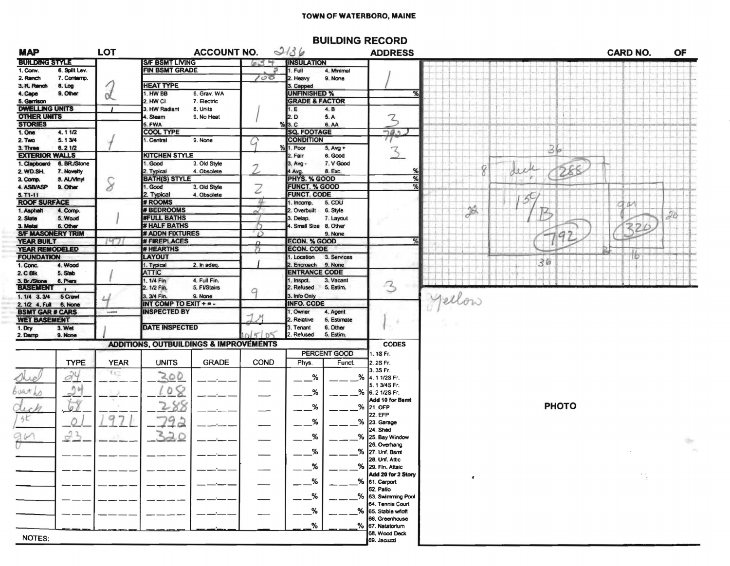**TOWN OF WATERBORO, MAINE**

## BUILDING RECORD

**MAP** | **LOT** | **ACCOUNT NO.** 2136 | **ADDRESS** | **CARD NO.** | **OF**

| Field | Value | Field | Value | Field | Value |
|---|---|---|---|---|---|
| **BUILDING STYLE** (1. Conv. 2. Ranch 3. R. Ranch 4. Cape 5. Garrison 6. Split Lev. 7. Contemp. 8. Log 9. Other) | 2 | **S/F BSMT LIVING** | 634 | **INSULATION** (1. Full 2. Heavy 3. Capped 4. Minimal 9. None) | 1 |
| **DWELLING UNITS** | 1 | **FIN BSMT GRADE** | 3 / 100 | **UNFINISHED %** | % |
| **OTHER UNITS** | | **HEAT TYPE** (1. HW BB 2. HW CI 3. HW Radiant 4. Steam 5. FWA 6. Grav. WA 7. Electric 8. Units 9. No Heat) | 1 % | **GRADE & FACTOR** (1. E 2. D 3. C 4. B 5. A 6. AA) | 3 |
| **STORIES** (1. One 2. Two 3. Three 4. 1 1/2 5. 1 3/4 6. 2 1/2) | 1 | **COOL TYPE** (1. Central 9. None) | 9 % | **SQ. FOOTAGE** | 792 |
| **EXTERIOR WALLS** (1. Clapboard 2. WD.SH. 3. Comp. 4. ASB/ASP 5. T1-11 6. BR./Stone 7. Novelty 8. AL/Vinyl 9. Other) | 8 | **KITCHEN STYLE** (1. Good 2. Typical 3. Old Style 4. Obsolete) | 2 | **CONDITION** (1. Poor 2. Fair 3. Avg - 4 Avg. 5. Avg + 6. Good 7. V Good 8. Exc.) | 3 |
| | | **BATH(S) STYLE** (1. Good 2. Typical 3. Old Style 4. Obsolete) | 2 | **PHYS. % GOOD** | % |
| **ROOF SURFACE** (1. Asphalt 2. Slate 3. Metal 4. Comp. 5. Wood 6. Other) | 1 | **# ROOMS** | 4 | **FUNCT. % GOOD** | % |
| | | **# BEDROOMS** | 2 | **FUNCT. CODE** (1. Incomp. 2. Overbuilt 3. Deteap. 4. Small Size 5. CDU 6. Style 7. Layout 8. Other 9. None) | |
| **S/F MASONRY TRIM** | | **#FULL BATHS** | 1 | | |
| **YEAR BUILT** | 1971 | **# HALF BATHS** | 0 | | |
| **YEAR REMODELED** | | **# ADDN FIXTURES** | 0 | **ECON. % GOOD** | % |
| **FOUNDATION** (1. Conc. 2. C Blk 3. Br./Stone 4. Wood 5. Slab 6. Piers) | 1 | **# FIREPLACES** | 0 | **ECON. CODE** (1. Location 2. Encroach 3. Services 9. None) | |
| | | **# HEARTHS** | 0 | | |
| **BASEMENT** (1. 1/4 2. 1/2 3. 3/4 4. Full 5 Crawl 6. None) | 4 | **LAYOUT** (1. Typical 2. In adeq.) | 1 | **ENTRANCE CODE** (1. Inspct. 2. Refused 3. Info Only 3. Vacant 5. Estim.) | 3 |
| **BSMT GAR # CARS** | — | **ATTIC** (1. 1/4 Fin 2. 1/2 Fin. 3. 3/4 Fin. 4. Full Fin. 5. Fl/Stairs 9. None) | 9 | **INFO. CODE** (1. Owner 2. Relative 3. Tenant 2. Refused 4. Agent 5. Estimate 6. Other 5. Estim.) | 1 |
| **WET BASEMENT** (1. Dry 2. Damp 3. Wet 9. None) | 1 | **INT COMP TO EXIT + = -** | | | |
| | | **INSPECTED BY** | JJ | | |
| | | **DATE INSPECTED** | 10/5/05 | | |

Sketch: deck 8 × 36 (288); 1st/B 22 × 36 (792); gar 20 × 16 (320)

Yellow

### ADDITIONS, OUTBUILDINGS & IMPROVEMENTS

| | TYPE | YEAR | UNITS | GRADE | COND | PERCENT GOOD Phys. | PERCENT GOOD Funct. |
|---|---|---|---|---|---|---|---|
| Shed | 24 | | 300 | | | % | % |
| boat hs | 24 | | 108 | | | % | % |
| deck | 68 | | 288 | | | % | % |
| 1st | 01 | 1971 | 792 | | | % | % |
| gar | 23 | | 320 | | | % | % |
| | | | | | | % | % |
| | | | | | | % | % |
| | | | | | | % | % |
| | | | | | | % | % |
| | | | | | | % | % |
| | | | | | | % | % |

**CODES**
1. 1S Fr.
2. 2S Fr.
3. 3S Fr.
4. 1 1/2S Fr.
5. 1 3/4S Fr.
6. 2 1/2S Fr.
Add 10 for Bsmt
21. OFP
22. EFP
23. Garage
24. Shed
25. Bay Window
26. Overhang
27. Unf. Bsmt
28. Unf. Attic
29. Fin. Attaic
Add 20 for 2 Story
61. Carport
62. Patio
63. Swimming Pool
64. Tennis Court
65. Stable w/loft
66. Greenhouse
67. Natatorium
68. Wood Deck
69. Jacuzzi

**PHOTO**

NOTES: